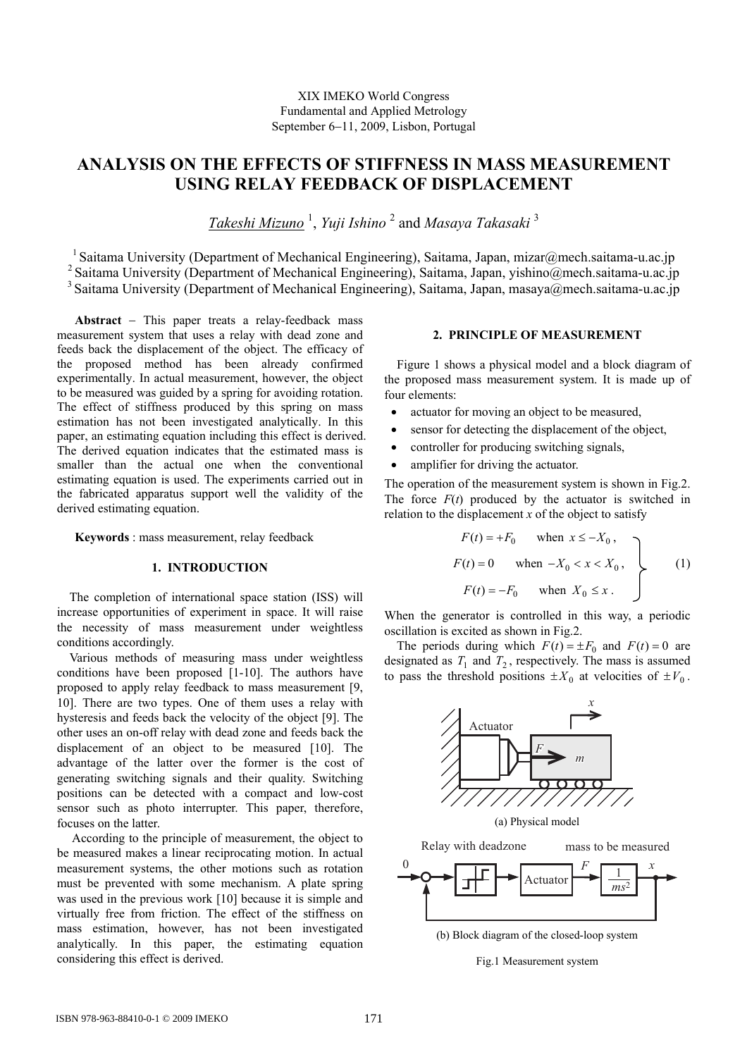XIX IMEKO World Congress
Fundamental and Applied Metrology
September 6−11, 2009, Lisbon, Portugal

# ANALYSIS ON THE EFFECTS OF STIFFNESS IN MASS MEASUREMENT USING RELAY FEEDBACK OF DISPLACEMENT

*Takeshi Mizuno* [1], *Yuji Ishino* [2] and *Masaya Takasaki* [3]

[1] Saitama University (Department of Mechanical Engineering), Saitama, Japan, mizar@mech.saitama-u.ac.jp
[2] Saitama University (Department of Mechanical Engineering), Saitama, Japan, yishino@mech.saitama-u.ac.jp
[3] Saitama University (Department of Mechanical Engineering), Saitama, Japan, masaya@mech.saitama-u.ac.jp

**Abstract** − This paper treats a relay-feedback mass measurement system that uses a relay with dead zone and feeds back the displacement of the object. The efficacy of the proposed method has been already confirmed experimentally. In actual measurement, however, the object to be measured was guided by a spring for avoiding rotation. The effect of stiffness produced by this spring on mass estimation has not been investigated analytically. In this paper, an estimating equation including this effect is derived. The derived equation indicates that the estimated mass is smaller than the actual one when the conventional estimating equation is used. The experiments carried out in the fabricated apparatus support well the validity of the derived estimating equation.

**Keywords** : mass measurement, relay feedback

## 1. INTRODUCTION

The completion of international space station (ISS) will increase opportunities of experiment in space. It will raise the necessity of mass measurement under weightless conditions accordingly.

Various methods of measuring mass under weightless conditions have been proposed [1-10]. The authors have proposed to apply relay feedback to mass measurement [9, 10]. There are two types. One of them uses a relay with hysteresis and feeds back the velocity of the object [9]. The other uses an on-off relay with dead zone and feeds back the displacement of an object to be measured [10]. The advantage of the latter over the former is the cost of generating switching signals and their quality. Switching positions can be detected with a compact and low-cost sensor such as photo interrupter. This paper, therefore, focuses on the latter.

According to the principle of measurement, the object to be measured makes a linear reciprocating motion. In actual measurement systems, the other motions such as rotation must be prevented with some mechanism. A plate spring was used in the previous work [10] because it is simple and virtually free from friction. The effect of the stiffness on mass estimation, however, has not been investigated analytically. In this paper, the estimating equation considering this effect is derived.

## 2. PRINCIPLE OF MEASUREMENT

Figure 1 shows a physical model and a block diagram of the proposed mass measurement system. It is made up of four elements:

- actuator for moving an object to be measured,
- sensor for detecting the displacement of the object,
- controller for producing switching signals,
- amplifier for driving the actuator.

The operation of the measurement system is shown in Fig.2. The force $F(t)$ produced by the actuator is switched in relation to the displacement $x$ of the object to satisfy

$$
\left.
\begin{aligned}
F(t) &= +F_0 \quad \text{when } x \le -X_0 , \\
F(t) &= 0 \quad \text{when } -X_0 < x < X_0 , \\
F(t) &= -F_0 \quad \text{when } X_0 \le x .
\end{aligned}
\right\} \qquad (1)
$$

When the generator is controlled in this way, a periodic oscillation is excited as shown in Fig.2.

The periods during which $F(t) = \pm F_0$ and $F(t) = 0$ are designated as $T_1$ and $T_2$, respectively. The mass is assumed to pass the threshold positions $\pm X_0$ at velocities of $\pm V_0$.

(a) Physical model

(b) Block diagram of the closed-loop system

Fig.1 Measurement system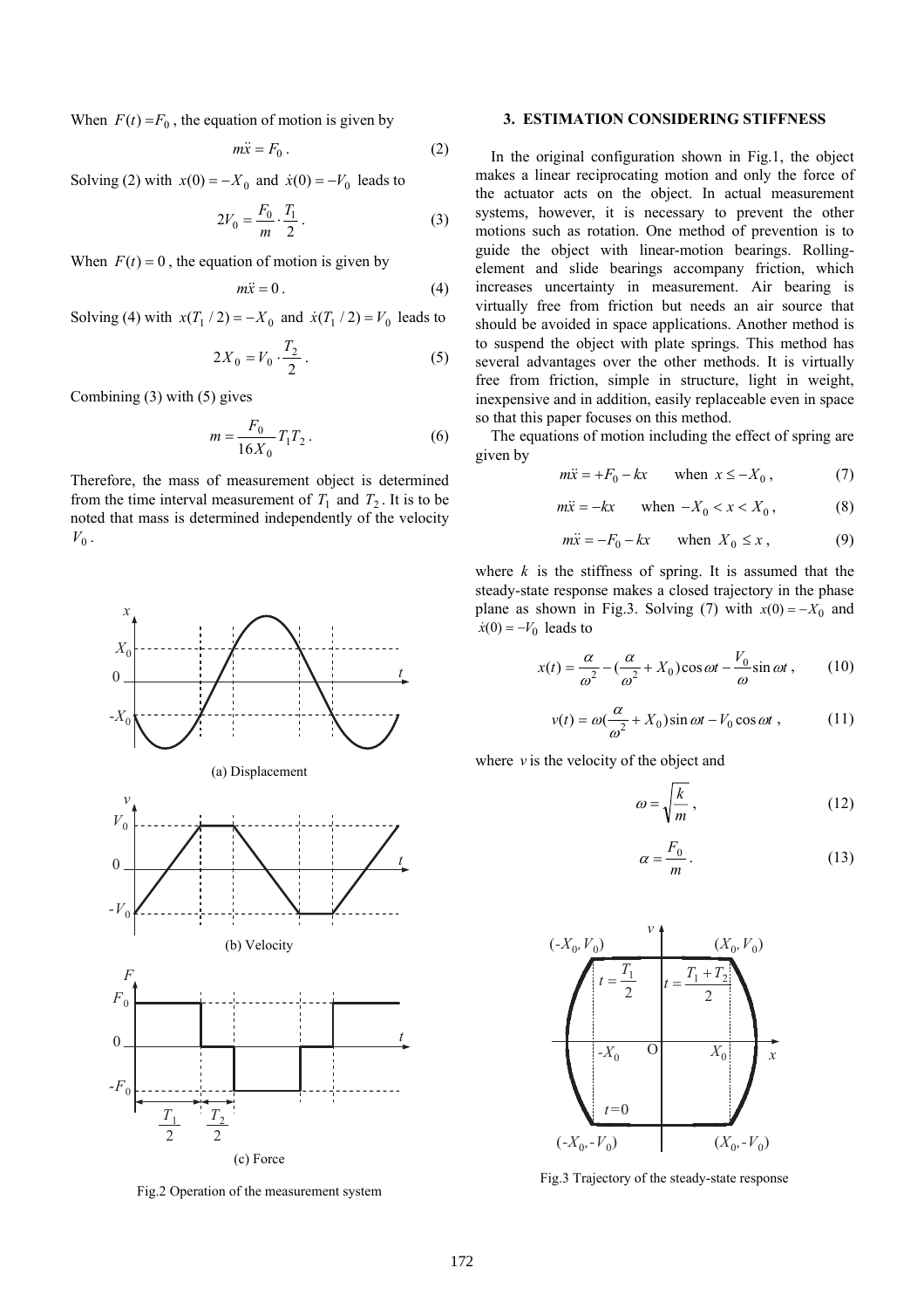When $F(t) = F_0$, the equation of motion is given by

$$m\ddot{x} = F_0 . \tag{2}$$

Solving (2) with $x(0) = -X_0$ and $\dot{x}(0) = -V_0$ leads to

$$2V_0 = \frac{F_0}{m} \cdot \frac{T_1}{2} . \tag{3}$$

When $F(t) = 0$, the equation of motion is given by

$$m\ddot{x} = 0 . \tag{4}$$

Solving (4) with $x(T_1/2) = -X_0$ and $\dot{x}(T_1/2) = V_0$ leads to

$$2X_0 = V_0 \cdot \frac{T_2}{2} . \tag{5}$$

Combining (3) with (5) gives

$$m = \frac{F_0}{16X_0} T_1 T_2 . \tag{6}$$

Therefore, the mass of measurement object is determined from the time interval measurement of $T_1$ and $T_2$. It is to be noted that mass is determined independently of the velocity $V_0$.

Fig.2 Operation of the measurement system

## 3. ESTIMATION CONSIDERING STIFFNESS

In the original configuration shown in Fig.1, the object makes a linear reciprocating motion and only the force of the actuator acts on the object. In actual measurement systems, however, it is necessary to prevent the other motions such as rotation. One method of prevention is to guide the object with linear-motion bearings. Rolling-element and slide bearings accompany friction, which increases uncertainty in measurement. Air bearing is virtually free from friction but needs an air source that should be avoided in space applications. Another method is to suspend the object with plate springs. This method has several advantages over the other methods. It is virtually free from friction, simple in structure, light in weight, inexpensive and in addition, easily replaceable even in space so that this paper focuses on this method.

The equations of motion including the effect of spring are given by

$$m\ddot{x} = +F_0 - kx \qquad \text{when } x \le -X_0 , \tag{7}$$

$$m\ddot{x} = -kx \qquad \text{when } -X_0 < x < X_0 , \tag{8}$$

$$m\ddot{x} = -F_0 - kx \qquad \text{when } X_0 \le x , \tag{9}$$

where $k$ is the stiffness of spring. It is assumed that the steady-state response makes a closed trajectory in the phase plane as shown in Fig.3. Solving (7) with $x(0) = -X_0$ and $\dot{x}(0) = -V_0$ leads to

$$x(t) = \frac{\alpha}{\omega^2} - (\frac{\alpha}{\omega^2} + X_0)\cos\omega t - \frac{V_0}{\omega}\sin\omega t , \tag{10}$$

$$v(t) = \omega(\frac{\alpha}{\omega^2} + X_0)\sin\omega t - V_0\cos\omega t , \tag{11}$$

where $v$ is the velocity of the object and

$$\omega = \sqrt{\frac{k}{m}} , \tag{12}$$

$$\alpha = \frac{F_0}{m} . \tag{13}$$

Fig.3 Trajectory of the steady-state response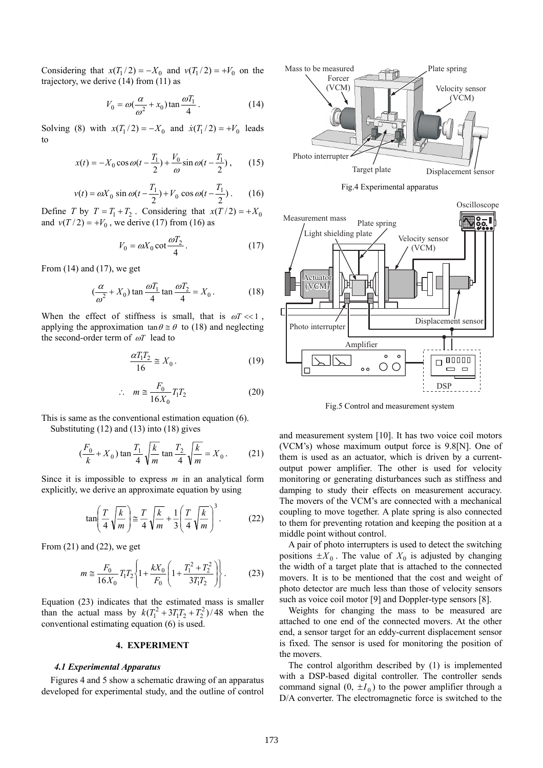Considering that $x(T_1/2) = -X_0$ and $v(T_1/2) = +V_0$ on the trajectory, we derive (14) from (11) as

$$V_0 = \omega(\frac{\alpha}{\omega^2} + x_0)\tan\frac{\omega T_1}{4}. \qquad (14)$$

Solving (8) with $x(T_1/2) = -X_0$ and $\dot{x}(T_1/2) = +V_0$ leads to

$$x(t) = -X_0\cos\omega(t - \frac{T_1}{2}) + \frac{V_0}{\omega}\sin\omega(t - \frac{T_1}{2}), \qquad (15)$$

$$v(t) = \omega X_0 \sin\omega(t - \frac{T_1}{2}) + V_0\cos\omega(t - \frac{T_1}{2}). \qquad (16)$$

Define $T$ by $T = T_1 + T_2$. Considering that $x(T/2) = +X_0$ and $v(T/2) = +V_0$, we derive (17) from (16) as

$$V_0 = \omega X_0 \cot\frac{\omega T_2}{4}. \qquad (17)$$

From (14) and (17), we get

$$(\frac{\alpha}{\omega^2} + X_0)\tan\frac{\omega T_1}{4}\tan\frac{\omega T_2}{4} = X_0. \qquad (18)$$

When the effect of stiffness is small, that is $\omega T << 1$, applying the approximation $\tan\theta \cong \theta$ to (18) and neglecting the second-order term of $\omega T$ lead to

$$\frac{\alpha T_1 T_2}{16} \cong X_0. \qquad (19)$$

$$\therefore \quad m \cong \frac{F_0}{16X_0}T_1T_2 \qquad (20)$$

This is same as the conventional estimation equation (6).

Substituting (12) and (13) into (18) gives

$$(\frac{F_0}{k} + X_0)\tan\frac{T_1}{4}\sqrt{\frac{k}{m}}\tan\frac{T_2}{4}\sqrt{\frac{k}{m}} = X_0. \qquad (21)$$

Since it is impossible to express $m$ in an analytical form explicitly, we derive an approximate equation by using

$$\tan\left(\frac{T}{4}\sqrt{\frac{k}{m}}\right) \cong \frac{T}{4}\sqrt{\frac{k}{m}} + \frac{1}{3}\left(\frac{T}{4}\sqrt{\frac{k}{m}}\right)^3. \qquad (22)$$

From (21) and (22), we get

$$m \cong \frac{F_0}{16X_0}T_1T_2\left\{1 + \frac{kX_0}{F_0}\left(1 + \frac{T_1^2 + T_2^2}{3T_1T_2}\right)\right\}. \qquad (23)$$

Equation (23) indicates that the estimated mass is smaller than the actual mass by $k(T_1^2 + 3T_1T_2 + T_2^2)/48$ when the conventional estimating equation (6) is used.

## 4. EXPERIMENT

### *4.1 Experimental Apparatus*

Figures 4 and 5 show a schematic drawing of an apparatus developed for experimental study, and the outline of control and measurement system [10]. It has two voice coil motors (VCM's) whose maximum output force is 9.8[N]. One of them is used as an actuator, which is driven by a current-output power amplifier. The other is used for velocity monitoring or generating disturbances such as stiffness and damping to study their effects on measurement accuracy. The movers of the VCM's are connected with a mechanical coupling to move together. A plate spring is also connected to them for preventing rotation and keeping the position at a middle point without control.

A pair of photo interrupters is used to detect the switching positions $\pm X_0$. The value of $X_0$ is adjusted by changing the width of a target plate that is attached to the connected movers. It is to be mentioned that the cost and weight of photo detector are much less than those of velocity sensors such as voice coil motor [9] and Doppler-type sensors [8].

Weights for changing the mass to be measured are attached to one end of the connected movers. At the other end, a sensor target for an eddy-current displacement sensor is fixed. The sensor is used for monitoring the position of the movers.

The control algorithm described by (1) is implemented with a DSP-based digital controller. The controller sends command signal (0, $\pm I_0$) to the power amplifier through a D/A converter. The electromagnetic force is switched to the

Fig.4 Experimental apparatus

Fig.5 Control and measurement system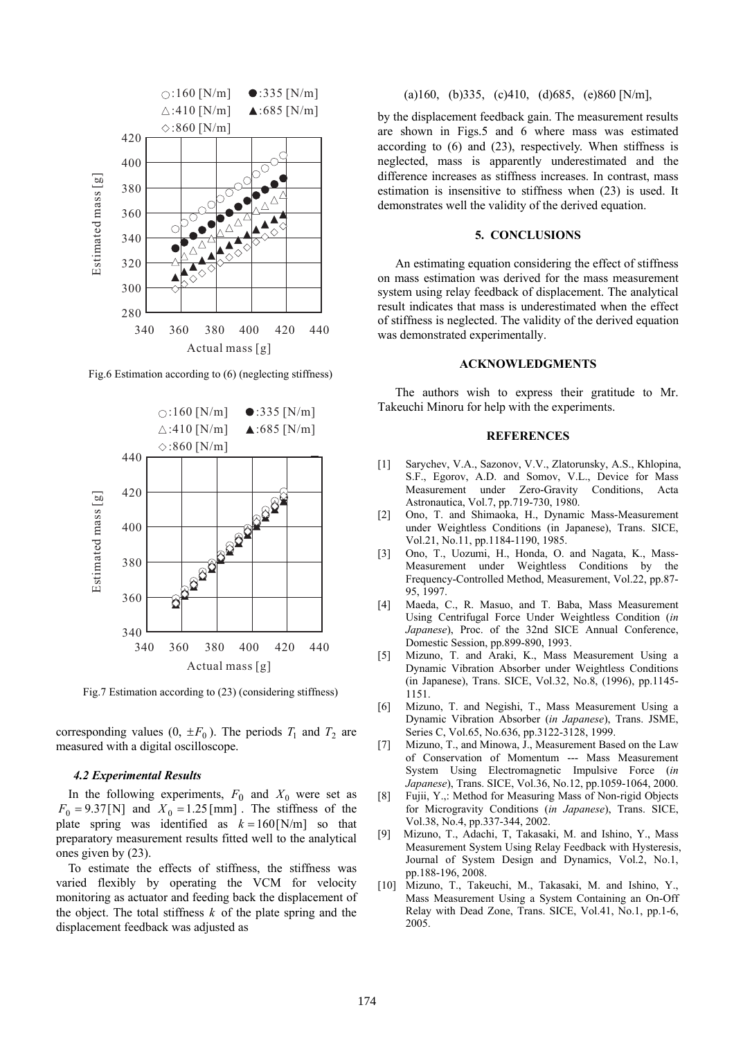○:160 [N/m]  ●:335 [N/m]

△:410 [N/m]  ▲:685 [N/m]

◇:860 [N/m]

420

400

380

360

340

320

300

280

Estimated mass [g]

340 360 380 400 420 440

Actual mass [g]

Fig.6 Estimation according to (6) (neglecting stiffness)

○:160 [N/m]  ●:335 [N/m]

△:410 [N/m]  ▲:685 [N/m]

◇:860 [N/m]

440

420

400

380

360

340

Estimated mass [g]

340 360 380 400 420 440

Actual mass [g]

Fig.7 Estimation according to (23) (considering stiffness)

corresponding values (0, $\pm F_0$). The periods $T_1$ and $T_2$ are measured with a digital oscilloscope.

### *4.2 Experimental Results*

In the following experiments, $F_0$ and $X_0$ were set as $F_0 = 9.37$[N] and $X_0 = 1.25$[mm]. The stiffness of the plate spring was identified as $k = 160$[N/m] so that preparatory measurement results fitted well to the analytical ones given by (23).

To estimate the effects of stiffness, the stiffness was varied flexibly by operating the VCM for velocity monitoring as actuator and feeding back the displacement of the object. The total stiffness $k$ of the plate spring and the displacement feedback was adjusted as

(a)160, (b)335, (c)410, (d)685, (e)860 [N/m],

by the displacement feedback gain. The measurement results are shown in Figs.5 and 6 where mass was estimated according to (6) and (23), respectively. When stiffness is neglected, mass is apparently underestimated and the difference increases as stiffness increases. In contrast, mass estimation is insensitive to stiffness when (23) is used. It demonstrates well the validity of the derived equation.

## 5. CONCLUSIONS

An estimating equation considering the effect of stiffness on mass estimation was derived for the mass measurement system using relay feedback of displacement. The analytical result indicates that mass is underestimated when the effect of stiffness is neglected. The validity of the derived equation was demonstrated experimentally.

## ACKNOWLEDGMENTS

The authors wish to express their gratitude to Mr. Takeuchi Minoru for help with the experiments.

## REFERENCES

[1] Sarychev, V.A., Sazonov, V.V., Zlatorunsky, A.S., Khlopina, S.F., Egorov, A.D. and Somov, V.L., Device for Mass Measurement under Zero-Gravity Conditions, Acta Astronautica, Vol.7, pp.719-730, 1980.

[2] Ono, T. and Shimaoka, H., Dynamic Mass-Measurement under Weightless Conditions (in Japanese), Trans. SICE, Vol.21, No.11, pp.1184-1190, 1985.

[3] Ono, T., Uozumi, H., Honda, O. and Nagata, K., Mass-Measurement under Weightless Conditions by the Frequency-Controlled Method, Measurement, Vol.22, pp.87-95, 1997.

[4] Maeda, C., R. Masuo, and T. Baba, Mass Measurement Using Centrifugal Force Under Weightless Condition (*in Japanese*), Proc. of the 32nd SICE Annual Conference, Domestic Session, pp.899-890, 1993.

[5] Mizuno, T. and Araki, K., Mass Measurement Using a Dynamic Vibration Absorber under Weightless Conditions (in Japanese), Trans. SICE, Vol.32, No.8, (1996), pp.1145-1151.

[6] Mizuno, T. and Negishi, T., Mass Measurement Using a Dynamic Vibration Absorber (*in Japanese*), Trans. JSME, Series C, Vol.65, No.636, pp.3122-3128, 1999.

[7] Mizuno, T., and Minowa, J., Measurement Based on the Law of Conservation of Momentum --- Mass Measurement System Using Electromagnetic Impulsive Force (*in Japanese*), Trans. SICE, Vol.36, No.12, pp.1059-1064, 2000.

[8] Fujii, Y.,: Method for Measuring Mass of Non-rigid Objects for Microgravity Conditions (*in Japanese*), Trans. SICE, Vol.38, No.4, pp.337-344, 2002.

[9] Mizuno, T., Adachi, T, Takasaki, M. and Ishino, Y., Mass Measurement System Using Relay Feedback with Hysteresis, Journal of System Design and Dynamics, Vol.2, No.1, pp.188-196, 2008.

[10] Mizuno, T., Takeuchi, M., Takasaki, M. and Ishino, Y., Mass Measurement Using a System Containing an On-Off Relay with Dead Zone, Trans. SICE, Vol.41, No.1, pp.1-6, 2005.